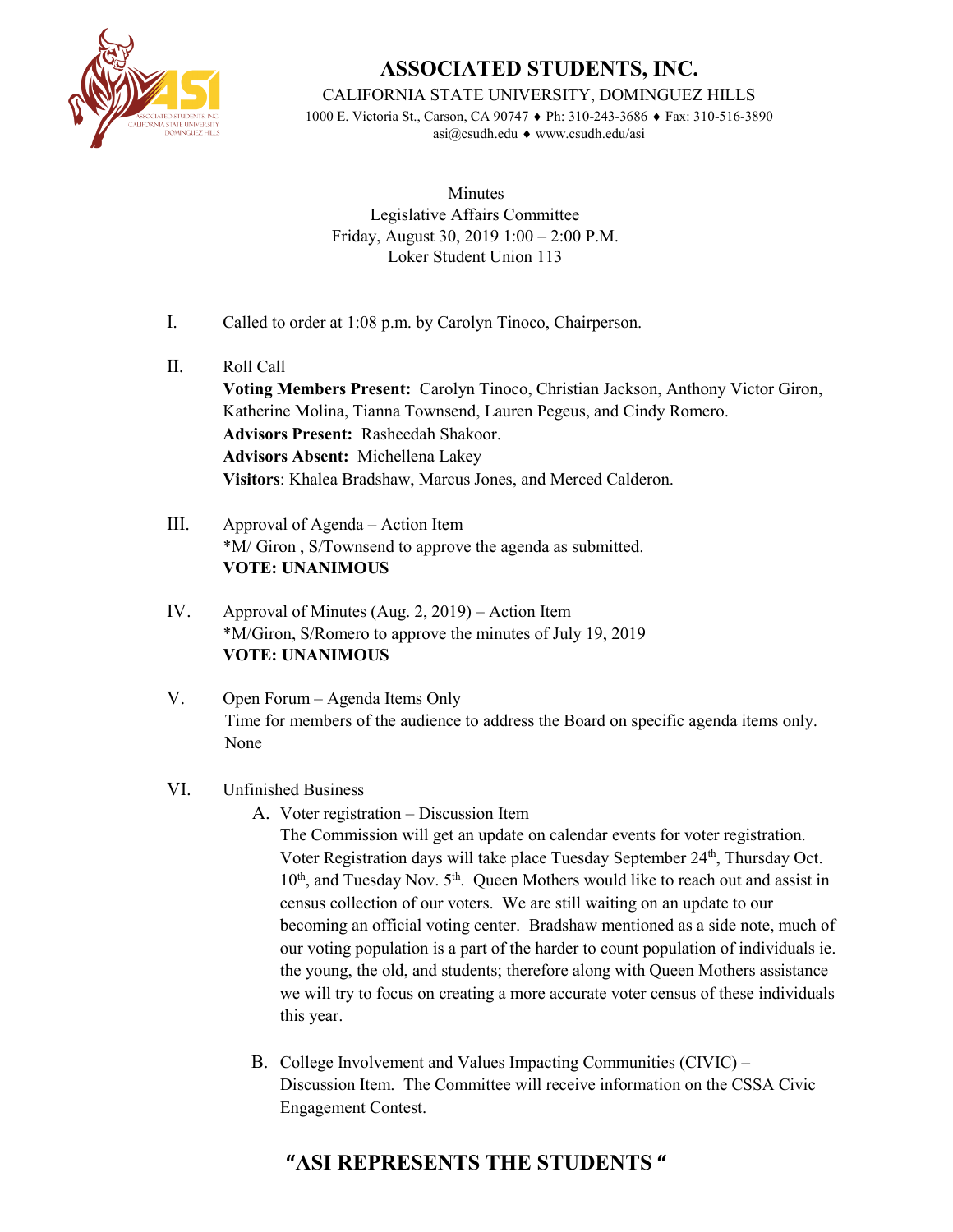# ASSOCIATED STUDENTS, INC.

CALIFORNIA STATE UNIVERSITY, DOMINGUEZ HILLS

1000 E. Victoria St., Carson, CA 90747 ♦ Ph: 310-243-3686 ♦ Fax: 310-516-3890
asi@csudh.edu ♦ www.csudh.edu/asi

Minutes
Legislative Affairs Committee
Friday, August 30, 2019 1:00 – 2:00 P.M.
Loker Student Union 113

I. Called to order at 1:08 p.m. by Carolyn Tinoco, Chairperson.

II. Roll Call
**Voting Members Present:** Carolyn Tinoco, Christian Jackson, Anthony Victor Giron, Katherine Molina, Tianna Townsend, Lauren Pegeus, and Cindy Romero.
**Advisors Present:** Rasheedah Shakoor.
**Advisors Absent:** Michellena Lakey
**Visitors**: Khalea Bradshaw, Marcus Jones, and Merced Calderon.

III. Approval of Agenda – Action Item
*M/ Giron , S/Townsend to approve the agenda as submitted.
**VOTE: UNANIMOUS**

IV. Approval of Minutes (Aug. 2, 2019) – Action Item
*M/Giron, S/Romero to approve the minutes of July 19, 2019
**VOTE: UNANIMOUS**

V. Open Forum – Agenda Items Only
Time for members of the audience to address the Board on specific agenda items only.
None

VI. Unfinished Business

A. Voter registration – Discussion Item
The Commission will get an update on calendar events for voter registration. Voter Registration days will take place Tuesday September 24th, Thursday Oct. 10th, and Tuesday Nov. 5th. Queen Mothers would like to reach out and assist in census collection of our voters. We are still waiting on an update to our becoming an official voting center. Bradshaw mentioned as a side note, much of our voting population is a part of the harder to count population of individuals ie. the young, the old, and students; therefore along with Queen Mothers assistance we will try to focus on creating a more accurate voter census of these individuals this year.

B. College Involvement and Values Impacting Communities (CIVIC) – Discussion Item. The Committee will receive information on the CSSA Civic Engagement Contest.

**“ASI REPRESENTS THE STUDENTS “**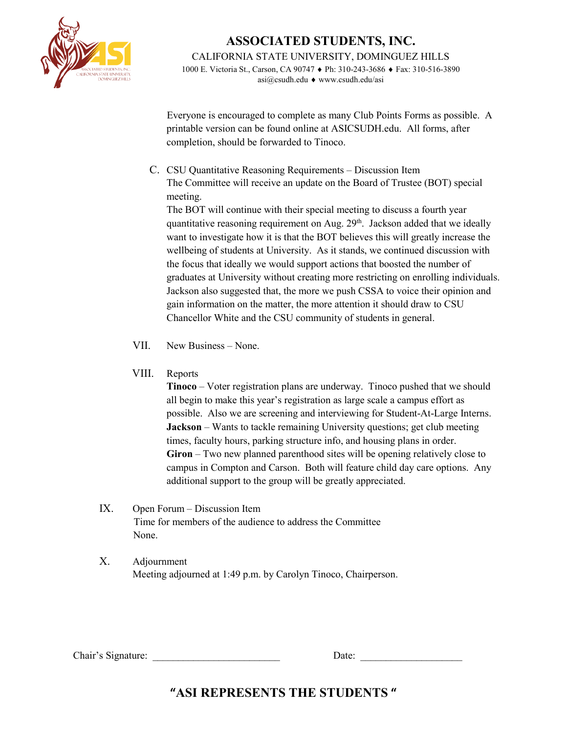# ASSOCIATED STUDENTS, INC.

CALIFORNIA STATE UNIVERSITY, DOMINGUEZ HILLS

1000 E. Victoria St., Carson, CA 90747 ♦ Ph: 310-243-3686 ♦ Fax: 310-516-3890
asi@csudh.edu ♦ www.csudh.edu/asi

Everyone is encouraged to complete as many Club Points Forms as possible. A printable version can be found online at ASICSUDH.edu. All forms, after completion, should be forwarded to Tinoco.

C. CSU Quantitative Reasoning Requirements – Discussion Item
The Committee will receive an update on the Board of Trustee (BOT) special meeting.
The BOT will continue with their special meeting to discuss a fourth year quantitative reasoning requirement on Aug. 29th. Jackson added that we ideally want to investigate how it is that the BOT believes this will greatly increase the wellbeing of students at University. As it stands, we continued discussion with the focus that ideally we would support actions that boosted the number of graduates at University without creating more restricting on enrolling individuals. Jackson also suggested that, the more we push CSSA to voice their opinion and gain information on the matter, the more attention it should draw to CSU Chancellor White and the CSU community of students in general.

VII. New Business – None.

VIII. Reports
**Tinoco** – Voter registration plans are underway. Tinoco pushed that we should all begin to make this year's registration as large scale a campus effort as possible. Also we are screening and interviewing for Student-At-Large Interns.
**Jackson** – Wants to tackle remaining University questions; get club meeting times, faculty hours, parking structure info, and housing plans in order.
**Giron** – Two new planned parenthood sites will be opening relatively close to campus in Compton and Carson. Both will feature child day care options. Any additional support to the group will be greatly appreciated.

IX. Open Forum – Discussion Item
Time for members of the audience to address the Committee
None.

X. Adjournment
Meeting adjourned at 1:49 p.m. by Carolyn Tinoco, Chairperson.

Chair's Signature: \_\_\_\_\_\_\_\_\_\_\_\_\_\_\_\_\_\_\_\_\_\_\_\_\_ Date: \_\_\_\_\_\_\_\_\_\_\_\_\_\_\_\_\_\_\_\_

**"ASI REPRESENTS THE STUDENTS "**